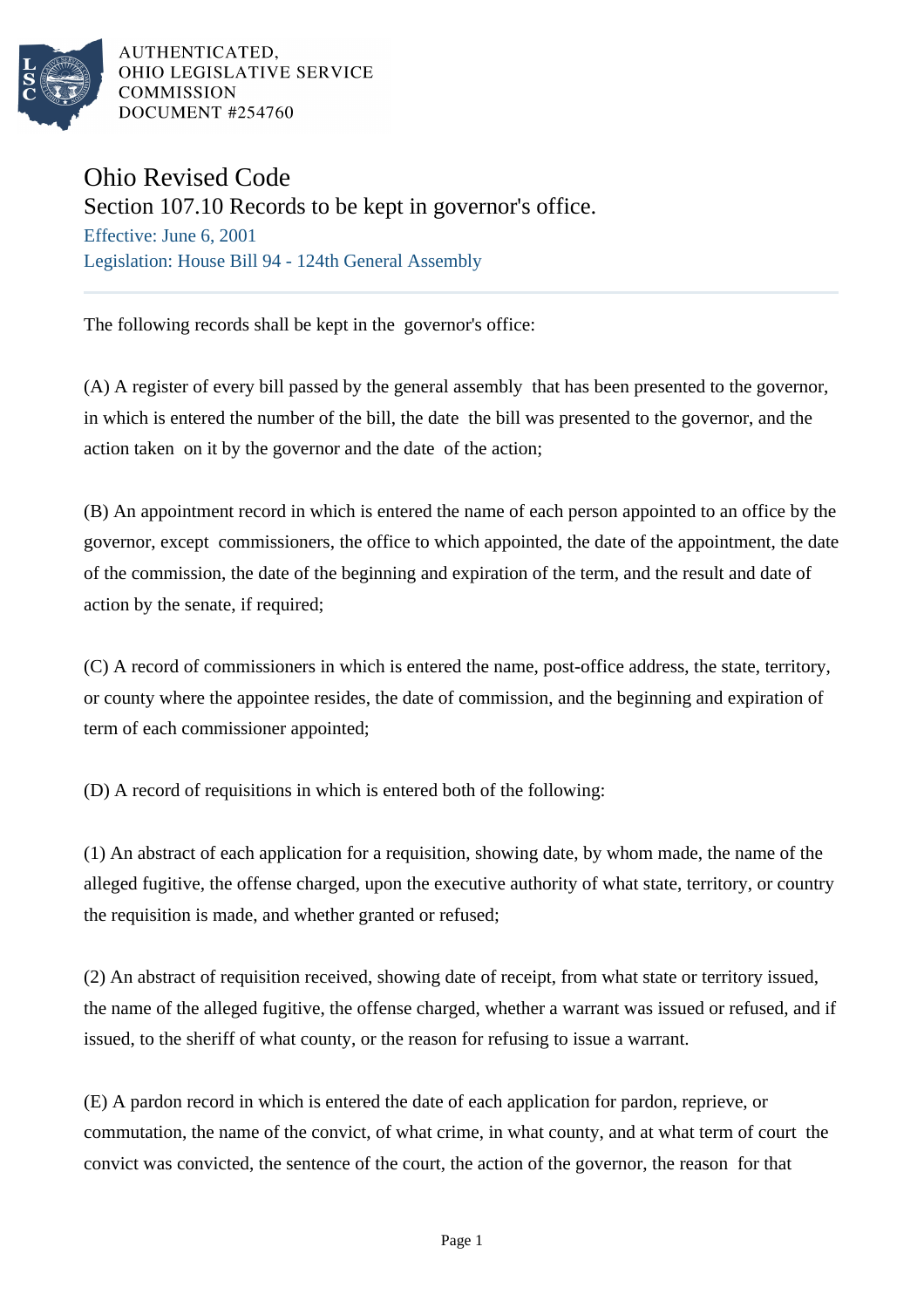AUTHENTICATED,
OHIO LEGISLATIVE SERVICE
COMMISSION
DOCUMENT #254760

# Ohio Revised Code

## Section 107.10 Records to be kept in governor's office.

Effective: June 6, 2001

Legislation: House Bill 94 - 124th General Assembly

---

The following records shall be kept in the governor's office:

(A) A register of every bill passed by the general assembly that has been presented to the governor, in which is entered the number of the bill, the date the bill was presented to the governor, and the action taken on it by the governor and the date of the action;

(B) An appointment record in which is entered the name of each person appointed to an office by the governor, except commissioners, the office to which appointed, the date of the appointment, the date of the commission, the date of the beginning and expiration of the term, and the result and date of action by the senate, if required;

(C) A record of commissioners in which is entered the name, post-office address, the state, territory, or county where the appointee resides, the date of commission, and the beginning and expiration of term of each commissioner appointed;

(D) A record of requisitions in which is entered both of the following:

(1) An abstract of each application for a requisition, showing date, by whom made, the name of the alleged fugitive, the offense charged, upon the executive authority of what state, territory, or country the requisition is made, and whether granted or refused;

(2) An abstract of requisition received, showing date of receipt, from what state or territory issued, the name of the alleged fugitive, the offense charged, whether a warrant was issued or refused, and if issued, to the sheriff of what county, or the reason for refusing to issue a warrant.

(E) A pardon record in which is entered the date of each application for pardon, reprieve, or commutation, the name of the convict, of what crime, in what county, and at what term of court the convict was convicted, the sentence of the court, the action of the governor, the reason for that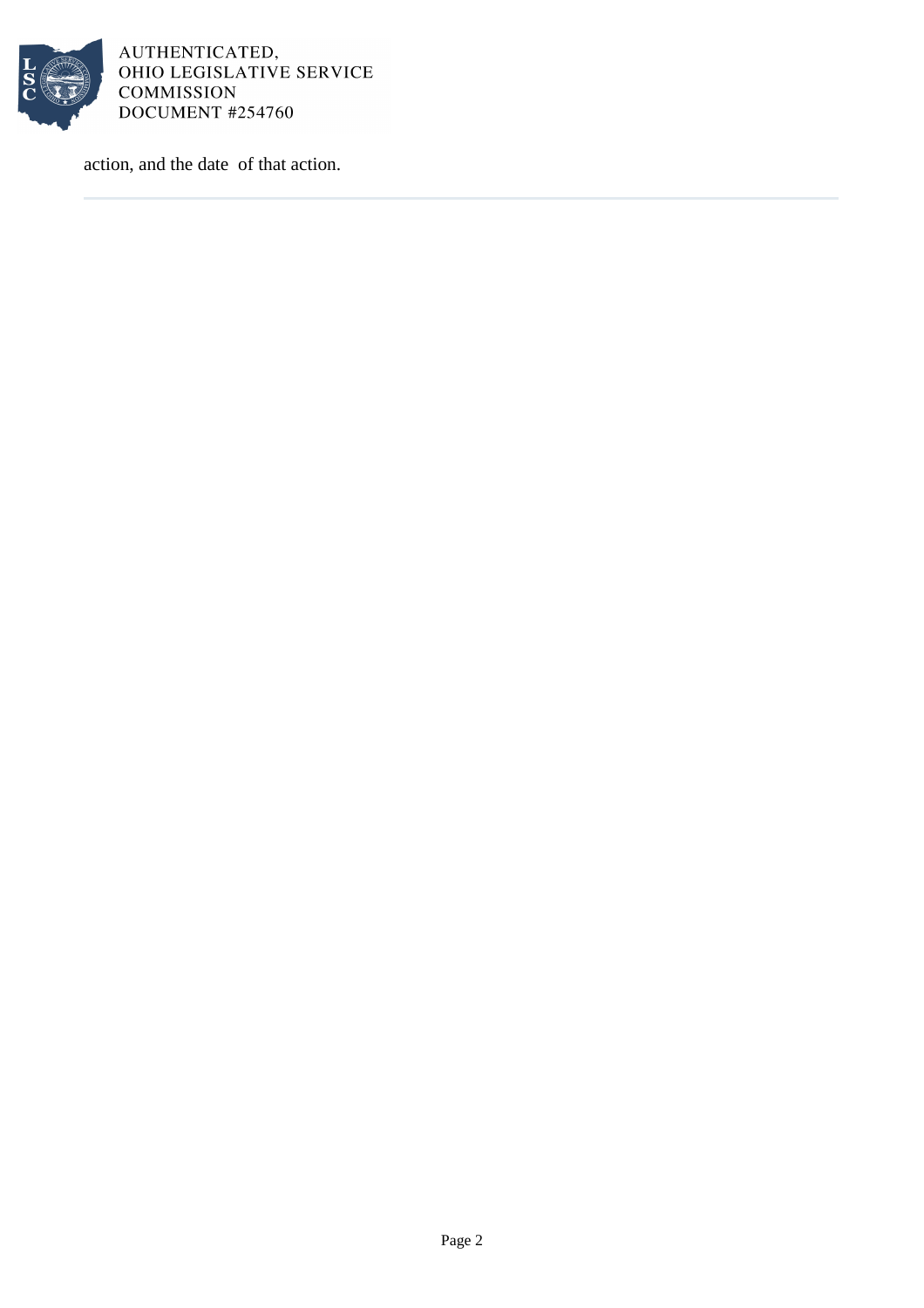action, and the date of that action.